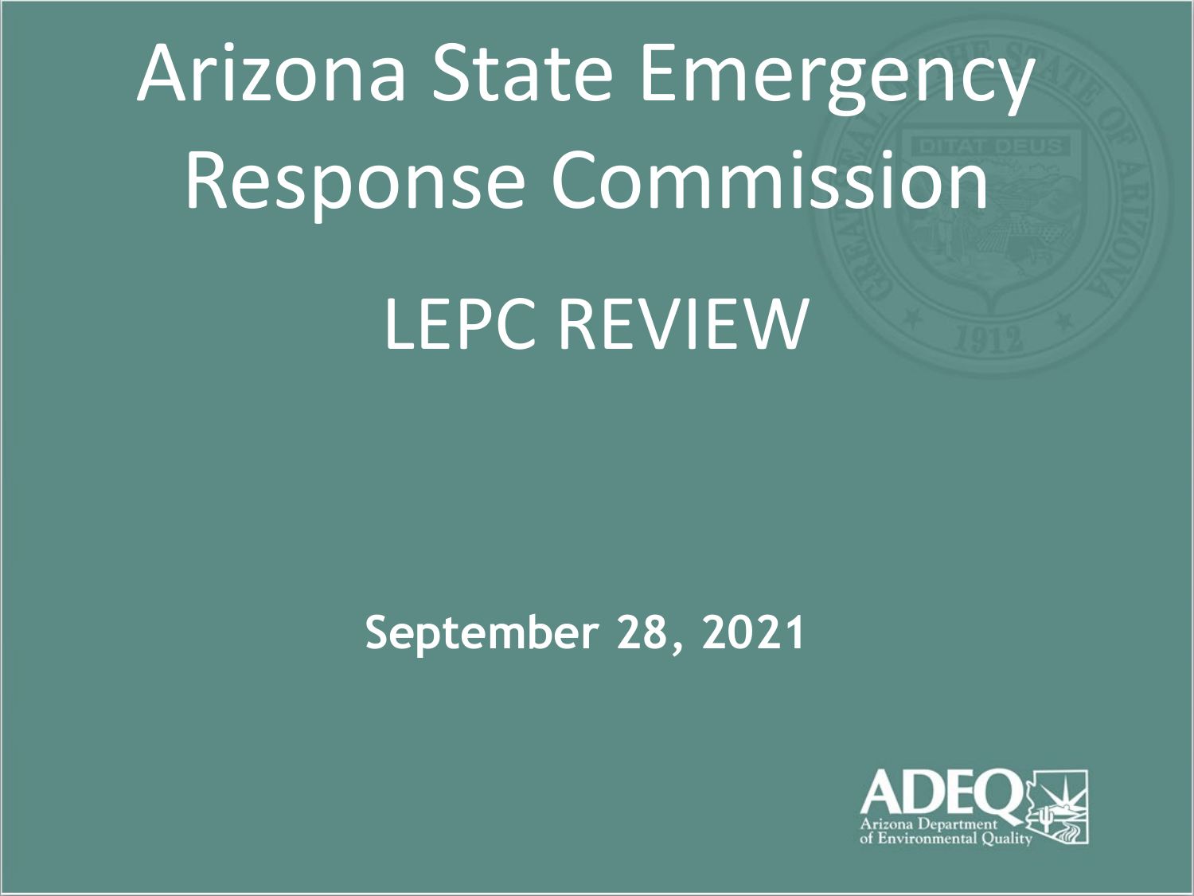# Arizona State Emergency Response Commission

## LEPC REVIEW

**September 28, 2021**

ADEQ
Arizona Department of Environmental Quality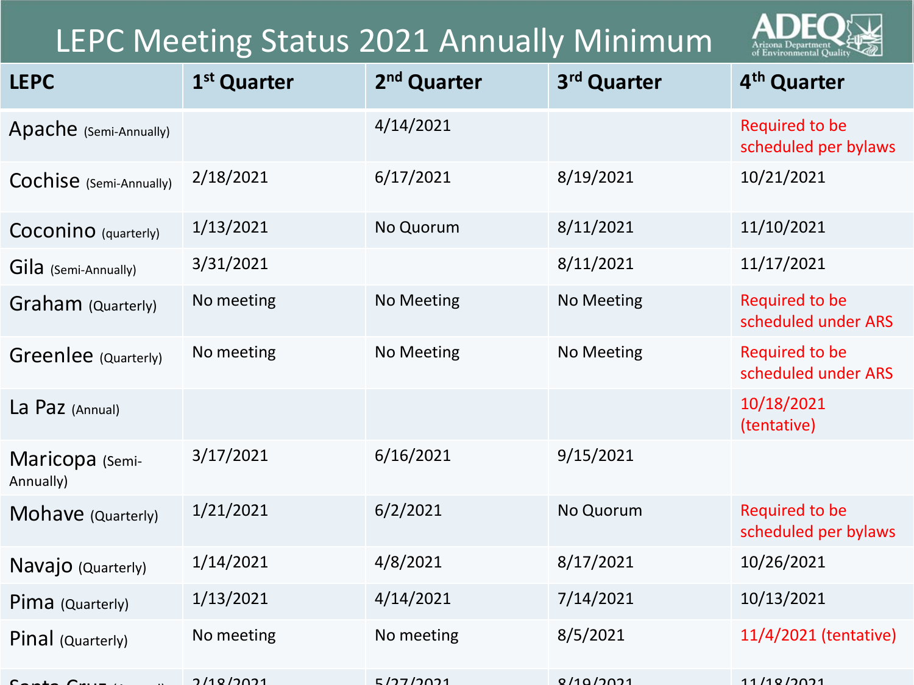# LEPC Meeting Status 2021 Annually Minimum

| LEPC | 1st Quarter | 2nd Quarter | 3rd Quarter | 4th Quarter |
|---|---|---|---|---|
| Apache (Semi-Annually) | | 4/14/2021 | | Required to be scheduled per bylaws |
| Cochise (Semi-Annually) | 2/18/2021 | 6/17/2021 | 8/19/2021 | 10/21/2021 |
| Coconino (quarterly) | 1/13/2021 | No Quorum | 8/11/2021 | 11/10/2021 |
| Gila (Semi-Annually) | 3/31/2021 | | 8/11/2021 | 11/17/2021 |
| Graham (Quarterly) | No meeting | No Meeting | No Meeting | Required to be scheduled under ARS |
| Greenlee (Quarterly) | No meeting | No Meeting | No Meeting | Required to be scheduled under ARS |
| La Paz (Annual) | | | | 10/18/2021 (tentative) |
| Maricopa (Semi-Annually) | 3/17/2021 | 6/16/2021 | 9/15/2021 | |
| Mohave (Quarterly) | 1/21/2021 | 6/2/2021 | No Quorum | Required to be scheduled per bylaws |
| Navajo (Quarterly) | 1/14/2021 | 4/8/2021 | 8/17/2021 | 10/26/2021 |
| Pima (Quarterly) | 1/13/2021 | 4/14/2021 | 7/14/2021 | 10/13/2021 |
| Pinal (Quarterly) | No meeting | No meeting | 8/5/2021 | 11/4/2021 (tentative) |
| Santa Cruz (Annual) | 2/18/2021 | 5/27/2021 | 8/19/2021 | 11/18/2021 |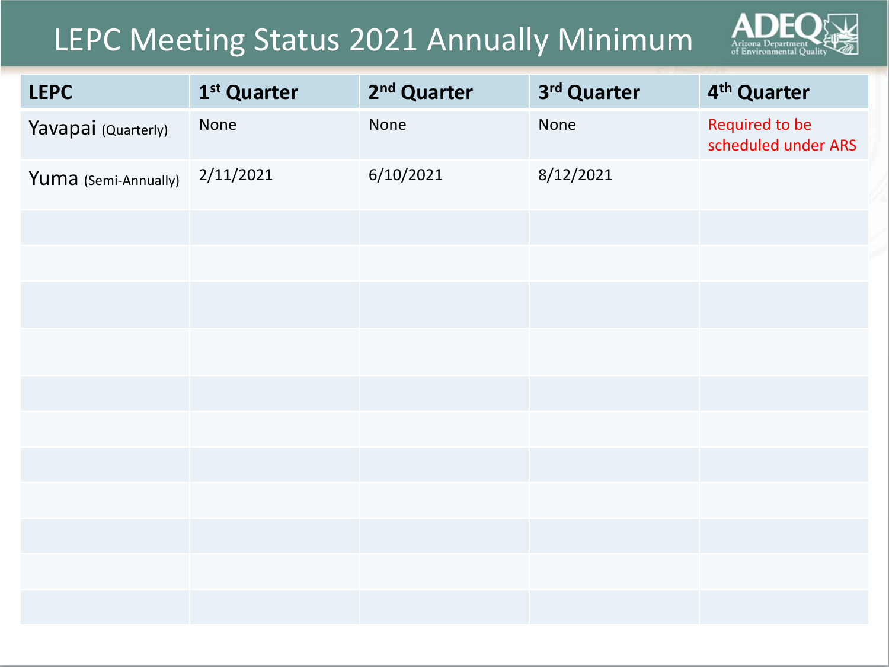# LEPC Meeting Status 2021 Annually Minimum

| LEPC | 1st Quarter | 2nd Quarter | 3rd Quarter | 4th Quarter |
|---|---|---|---|---|
| Yavapai (Quarterly) | None | None | None | Required to be scheduled under ARS |
| Yuma (Semi-Annually) | 2/11/2021 | 6/10/2021 | 8/12/2021 | |
| | | | | |
| | | | | |
| | | | | |
| | | | | |
| | | | | |
| | | | | |
| | | | | |
| | | | | |
| | | | | |
| | | | | |
| | | | | |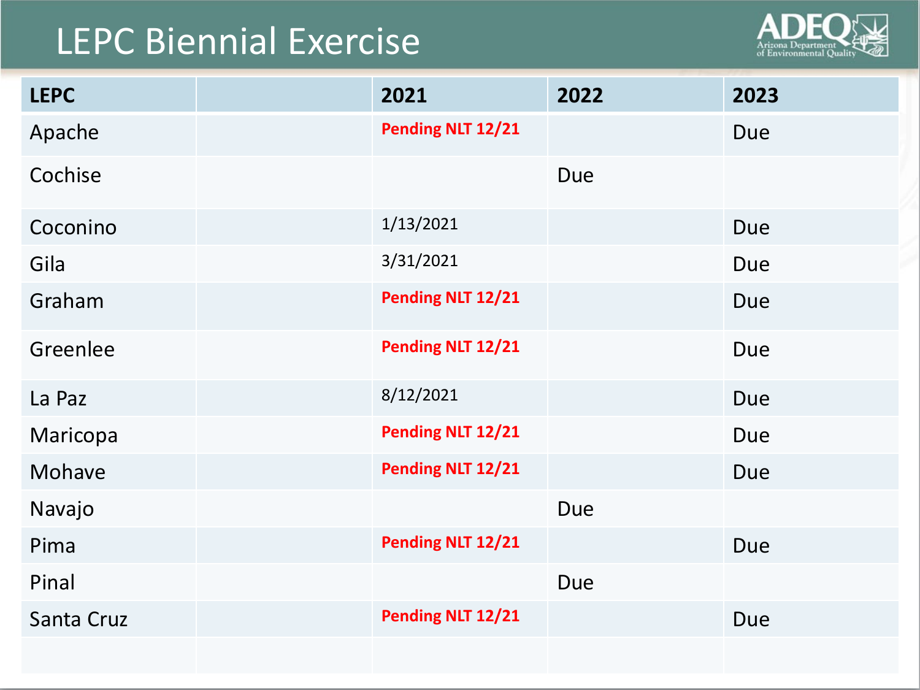# LEPC Biennial Exercise

| LEPC | | 2021 | 2022 | 2023 |
|---|---|---|---|---|
| Apache | | **Pending NLT 12/21** | | Due |
| Cochise | | | Due | |
| Coconino | | 1/13/2021 | | Due |
| Gila | | 3/31/2021 | | Due |
| Graham | | **Pending NLT 12/21** | | Due |
| Greenlee | | **Pending NLT 12/21** | | Due |
| La Paz | | 8/12/2021 | | Due |
| Maricopa | | **Pending NLT 12/21** | | Due |
| Mohave | | **Pending NLT 12/21** | | Due |
| Navajo | | | Due | |
| Pima | | **Pending NLT 12/21** | | Due |
| Pinal | | | Due | |
| Santa Cruz | | **Pending NLT 12/21** | | Due |
| | | | | |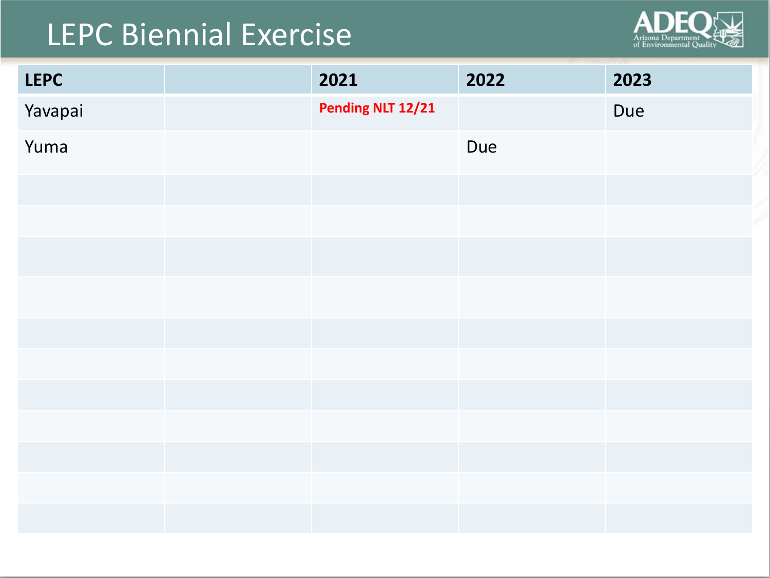# LEPC Biennial Exercise

| LEPC | | 2021 | 2022 | 2023 |
|---|---|---|---|---|
| Yavapai | | **Pending NLT 12/21** | | Due |
| Yuma | | | Due | |
| | | | | |
| | | | | |
| | | | | |
| | | | | |
| | | | | |
| | | | | |
| | | | | |
| | | | | |
| | | | | |
| | | | | |
| | | | | |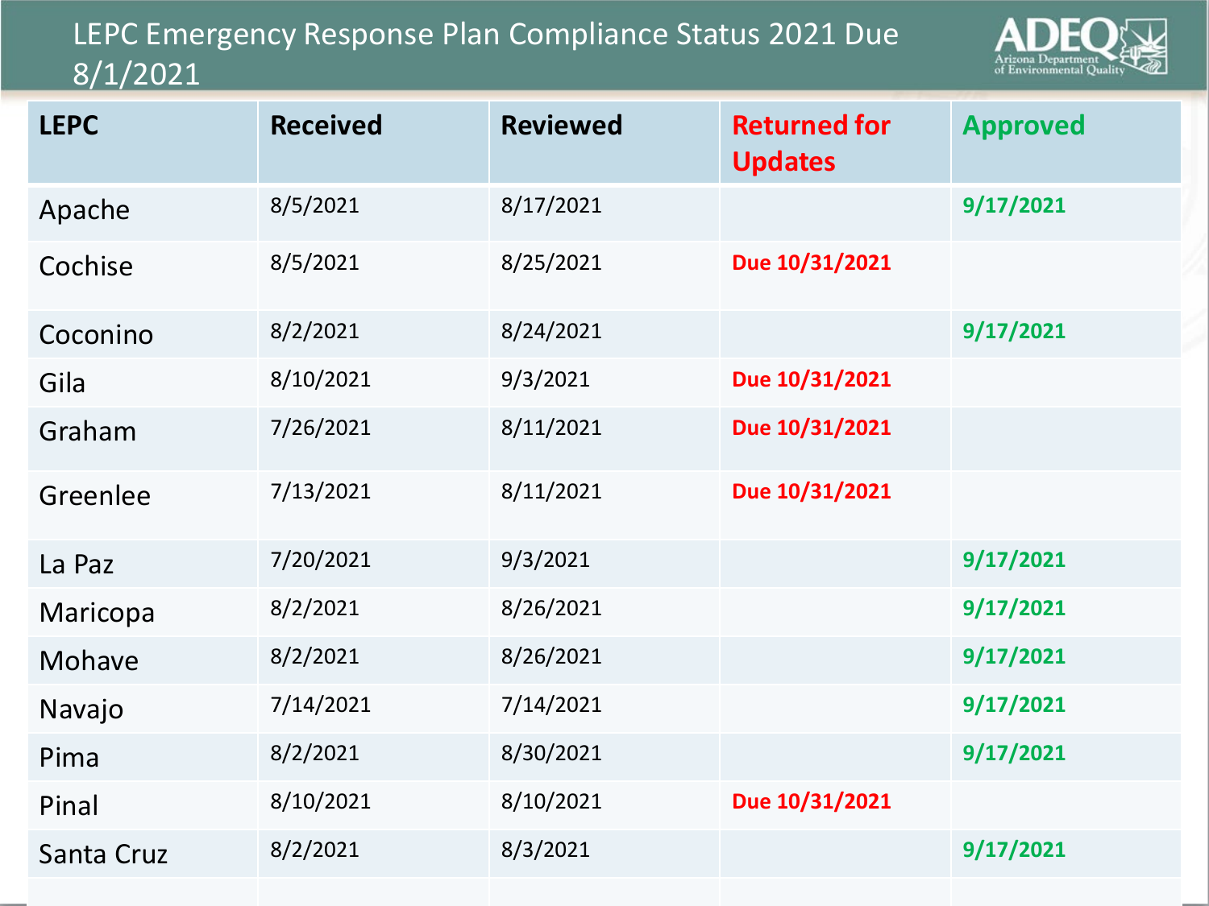# LEPC Emergency Response Plan Compliance Status 2021 Due 8/1/2021

| LEPC | Received | Reviewed | Returned for Updates | Approved |
|---|---|---|---|---|
| Apache | 8/5/2021 | 8/17/2021 | | 9/17/2021 |
| Cochise | 8/5/2021 | 8/25/2021 | Due 10/31/2021 | |
| Coconino | 8/2/2021 | 8/24/2021 | | 9/17/2021 |
| Gila | 8/10/2021 | 9/3/2021 | Due 10/31/2021 | |
| Graham | 7/26/2021 | 8/11/2021 | Due 10/31/2021 | |
| Greenlee | 7/13/2021 | 8/11/2021 | Due 10/31/2021 | |
| La Paz | 7/20/2021 | 9/3/2021 | | 9/17/2021 |
| Maricopa | 8/2/2021 | 8/26/2021 | | 9/17/2021 |
| Mohave | 8/2/2021 | 8/26/2021 | | 9/17/2021 |
| Navajo | 7/14/2021 | 7/14/2021 | | 9/17/2021 |
| Pima | 8/2/2021 | 8/30/2021 | | 9/17/2021 |
| Pinal | 8/10/2021 | 8/10/2021 | Due 10/31/2021 | |
| Santa Cruz | 8/2/2021 | 8/3/2021 | | 9/17/2021 |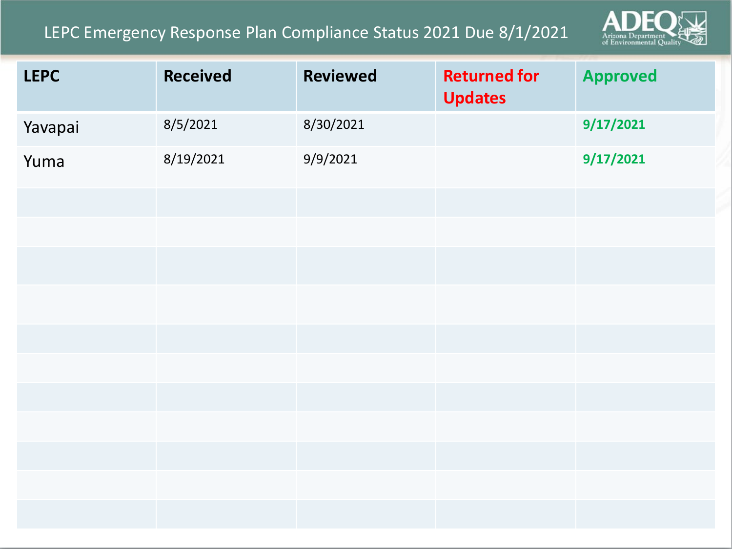# LEPC Emergency Response Plan Compliance Status 2021 Due 8/1/2021

| LEPC | Received | Reviewed | Returned for Updates | Approved |
|---|---|---|---|---|
| Yavapai | 8/5/2021 | 8/30/2021 | | **9/17/2021** |
| Yuma | 8/19/2021 | 9/9/2021 | | **9/17/2021** |
| | | | | |
| | | | | |
| | | | | |
| | | | | |
| | | | | |
| | | | | |
| | | | | |
| | | | | |
| | | | | |
| | | | | |
| | | | | |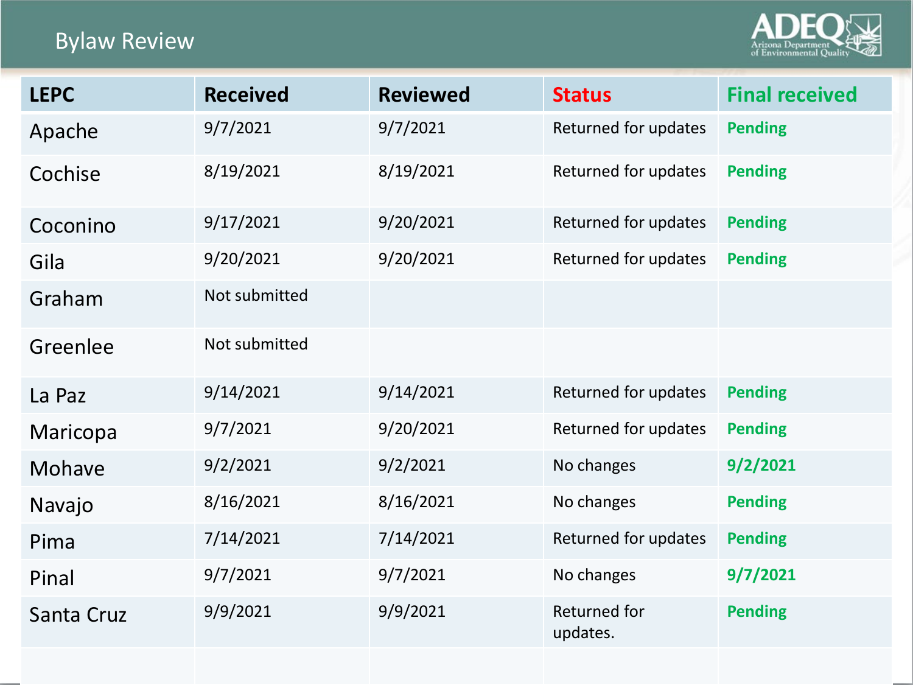# Bylaw Review

| LEPC | Received | Reviewed | Status | Final received |
|---|---|---|---|---|
| Apache | 9/7/2021 | 9/7/2021 | Returned for updates | Pending |
| Cochise | 8/19/2021 | 8/19/2021 | Returned for updates | Pending |
| Coconino | 9/17/2021 | 9/20/2021 | Returned for updates | Pending |
| Gila | 9/20/2021 | 9/20/2021 | Returned for updates | Pending |
| Graham | Not submitted | | | |
| Greenlee | Not submitted | | | |
| La Paz | 9/14/2021 | 9/14/2021 | Returned for updates | Pending |
| Maricopa | 9/7/2021 | 9/20/2021 | Returned for updates | Pending |
| Mohave | 9/2/2021 | 9/2/2021 | No changes | 9/2/2021 |
| Navajo | 8/16/2021 | 8/16/2021 | No changes | Pending |
| Pima | 7/14/2021 | 7/14/2021 | Returned for updates | Pending |
| Pinal | 9/7/2021 | 9/7/2021 | No changes | 9/7/2021 |
| Santa Cruz | 9/9/2021 | 9/9/2021 | Returned for updates. | Pending |
| | | | | |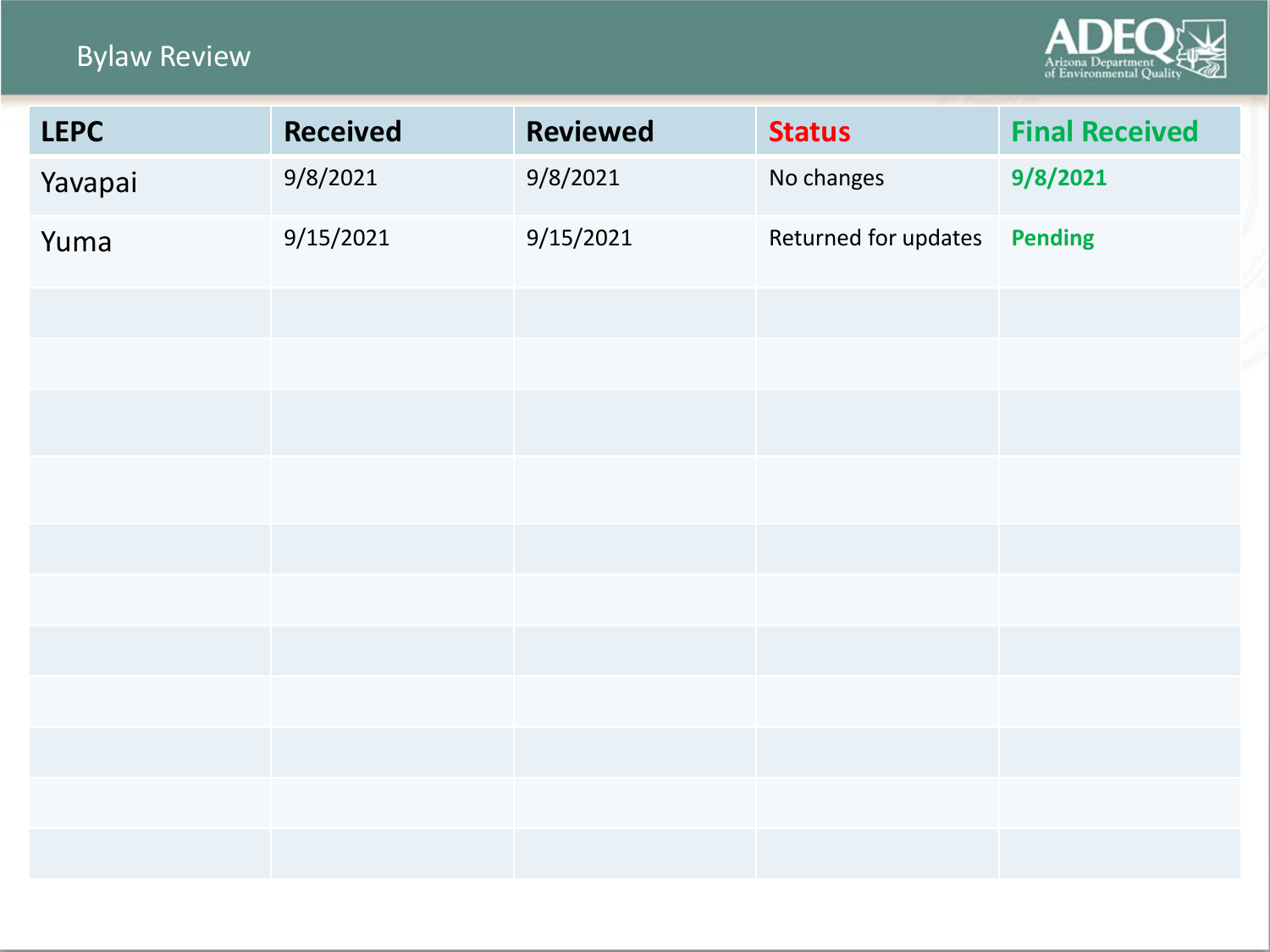# Bylaw Review

| LEPC | Received | Reviewed | Status | Final Received |
|---|---|---|---|---|
| Yavapai | 9/8/2021 | 9/8/2021 | No changes | **9/8/2021** |
| Yuma | 9/15/2021 | 9/15/2021 | Returned for updates | **Pending** |
| | | | | |
| | | | | |
| | | | | |
| | | | | |
| | | | | |
| | | | | |
| | | | | |
| | | | | |
| | | | | |
| | | | | |
| | | | | |